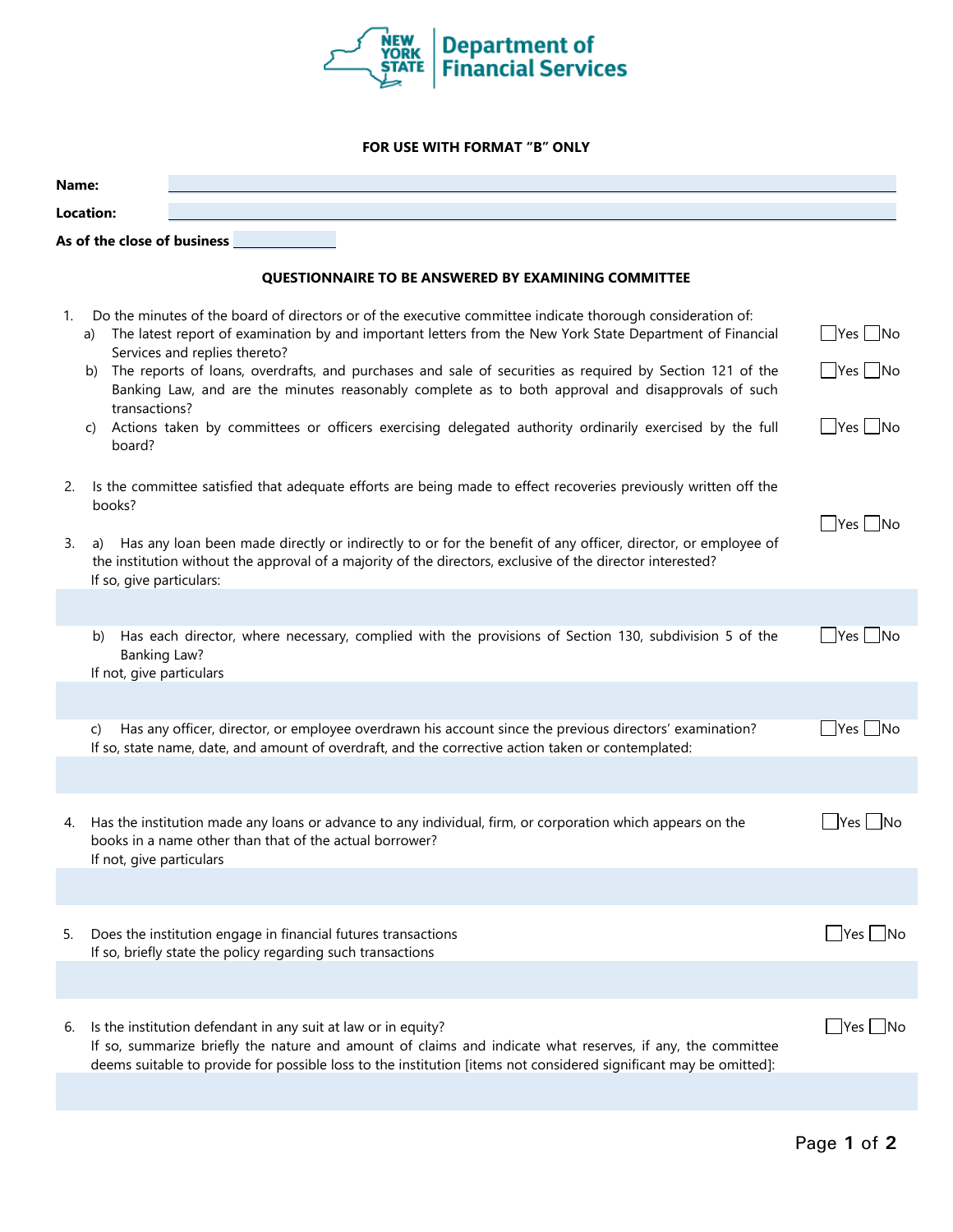New York State Department of Financial Services

**FOR USE WITH FORMAT "B" ONLY**

**Name:**

**Location:**

**As of the close of business**

**QUESTIONNAIRE TO BE ANSWERED BY EXAMINING COMMITTEE**

1. Do the minutes of the board of directors or of the executive committee indicate thorough consideration of:
   a) The latest report of examination by and important letters from the New York State Department of Financial Services and replies thereto? ☐ Yes ☐ No
   b) The reports of loans, overdrafts, and purchases and sale of securities as required by Section 121 of the Banking Law, and are the minutes reasonably complete as to both approval and disapprovals of such transactions? ☐ Yes ☐ No
   c) Actions taken by committees or officers exercising delegated authority ordinarily exercised by the full board? ☐ Yes ☐ No

2. Is the committee satisfied that adequate efforts are being made to effect recoveries previously written off the books? ☐ Yes ☐ No

3. a) Has any loan been made directly or indirectly to or for the benefit of any officer, director, or employee of the institution without the approval of a majority of the directors, exclusive of the director interested? ☐ Yes ☐ No
   If so, give particulars:

   b) Has each director, where necessary, complied with the provisions of Section 130, subdivision 5 of the Banking Law? ☐ Yes ☐ No
   If not, give particulars

   c) Has any officer, director, or employee overdrawn his account since the previous directors' examination? ☐ Yes ☐ No
   If so, state name, date, and amount of overdraft, and the corrective action taken or contemplated:

4. Has the institution made any loans or advance to any individual, firm, or corporation which appears on the books in a name other than that of the actual borrower? ☐ Yes ☐ No
   If not, give particulars

5. Does the institution engage in financial futures transactions ☐ Yes ☐ No
   If so, briefly state the policy regarding such transactions

6. Is the institution defendant in any suit at law or in equity? ☐ Yes ☐ No
   If so, summarize briefly the nature and amount of claims and indicate what reserves, if any, the committee deems suitable to provide for possible loss to the institution [items not considered significant may be omitted]: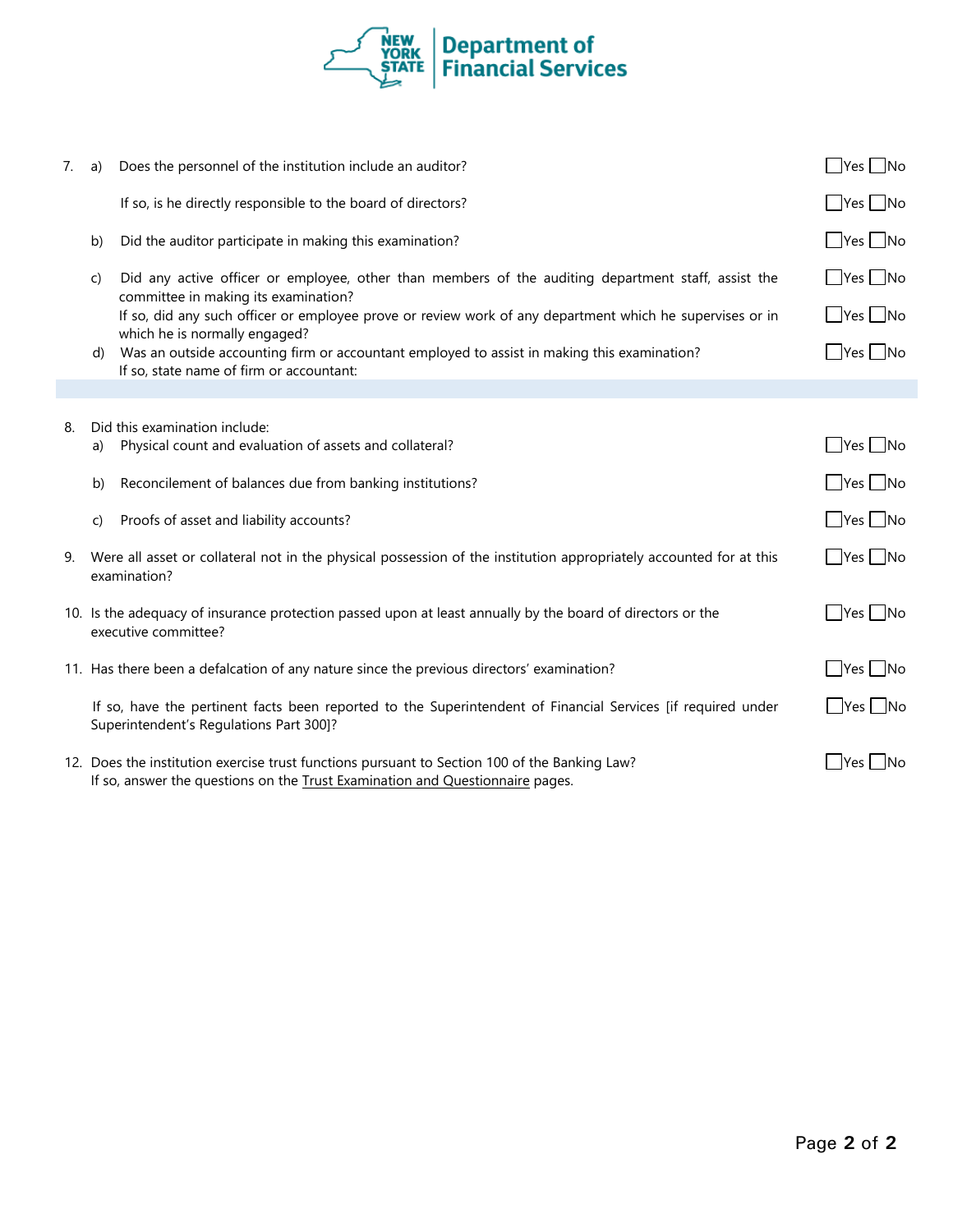7. a) Does the personnel of the institution include an auditor? ☐Yes ☐No

   If so, is he directly responsible to the board of directors? ☐Yes ☐No

   b) Did the auditor participate in making this examination? ☐Yes ☐No

   c) Did any active officer or employee, other than members of the auditing department staff, assist the committee in making its examination? ☐Yes ☐No

   If so, did any such officer or employee prove or review work of any department which he supervises or in which he is normally engaged? ☐Yes ☐No

   d) Was an outside accounting firm or accountant employed to assist in making this examination? ☐Yes ☐No

   If so, state name of firm or accountant:

8. Did this examination include:

   a) Physical count and evaluation of assets and collateral? ☐Yes ☐No

   b) Reconcilement of balances due from banking institutions? ☐Yes ☐No

   c) Proofs of asset and liability accounts? ☐Yes ☐No

9. Were all asset or collateral not in the physical possession of the institution appropriately accounted for at this examination? ☐Yes ☐No

10. Is the adequacy of insurance protection passed upon at least annually by the board of directors or the executive committee? ☐Yes ☐No

11. Has there been a defalcation of any nature since the previous directors' examination? ☐Yes ☐No

    If so, have the pertinent facts been reported to the Superintendent of Financial Services [if required under Superintendent's Regulations Part 300]? ☐Yes ☐No

12. Does the institution exercise trust functions pursuant to Section 100 of the Banking Law? ☐Yes ☐No

    If so, answer the questions on the Trust Examination and Questionnaire pages.